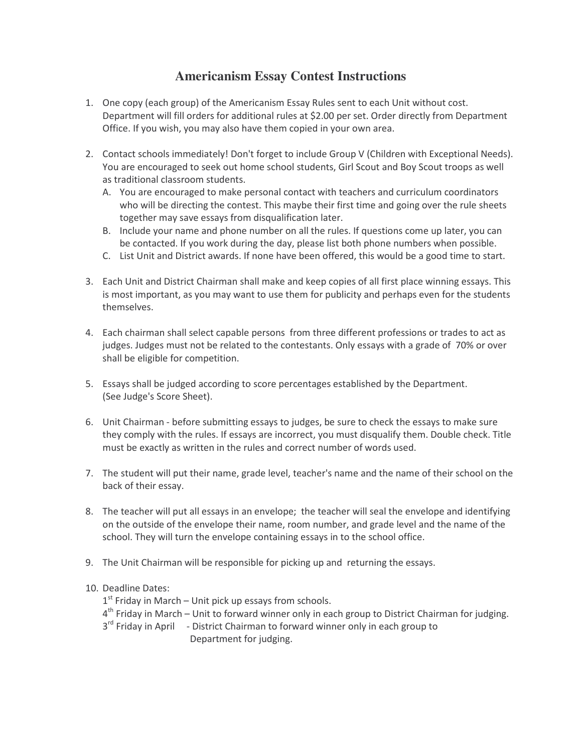# Americanism Essay Contest Instructions

1. One copy (each group) of the Americanism Essay Rules sent to each Unit without cost. Department will fill orders for additional rules at $2.00 per set. Order directly from Department Office. If you wish, you may also have them copied in your own area.

2. Contact schools immediately! Don't forget to include Group V (Children with Exceptional Needs). You are encouraged to seek out home school students, Girl Scout and Boy Scout troops as well as traditional classroom students.
   A. You are encouraged to make personal contact with teachers and curriculum coordinators who will be directing the contest. This maybe their first time and going over the rule sheets together may save essays from disqualification later.
   B. Include your name and phone number on all the rules. If questions come up later, you can be contacted. If you work during the day, please list both phone numbers when possible.
   C. List Unit and District awards. If none have been offered, this would be a good time to start.

3. Each Unit and District Chairman shall make and keep copies of all first place winning essays. This is most important, as you may want to use them for publicity and perhaps even for the students themselves.

4. Each chairman shall select capable persons from three different professions or trades to act as judges. Judges must not be related to the contestants. Only essays with a grade of 70% or over shall be eligible for competition.

5. Essays shall be judged according to score percentages established by the Department. (See Judge's Score Sheet).

6. Unit Chairman - before submitting essays to judges, be sure to check the essays to make sure they comply with the rules. If essays are incorrect, you must disqualify them. Double check. Title must be exactly as written in the rules and correct number of words used.

7. The student will put their name, grade level, teacher's name and the name of their school on the back of their essay.

8. The teacher will put all essays in an envelope; the teacher will seal the envelope and identifying on the outside of the envelope their name, room number, and grade level and the name of the school. They will turn the envelope containing essays in to the school office.

9. The Unit Chairman will be responsible for picking up and returning the essays.

10. Deadline Dates:
    1st Friday in March – Unit pick up essays from schools.
    4th Friday in March – Unit to forward winner only in each group to District Chairman for judging.
    3rd Friday in April - District Chairman to forward winner only in each group to Department for judging.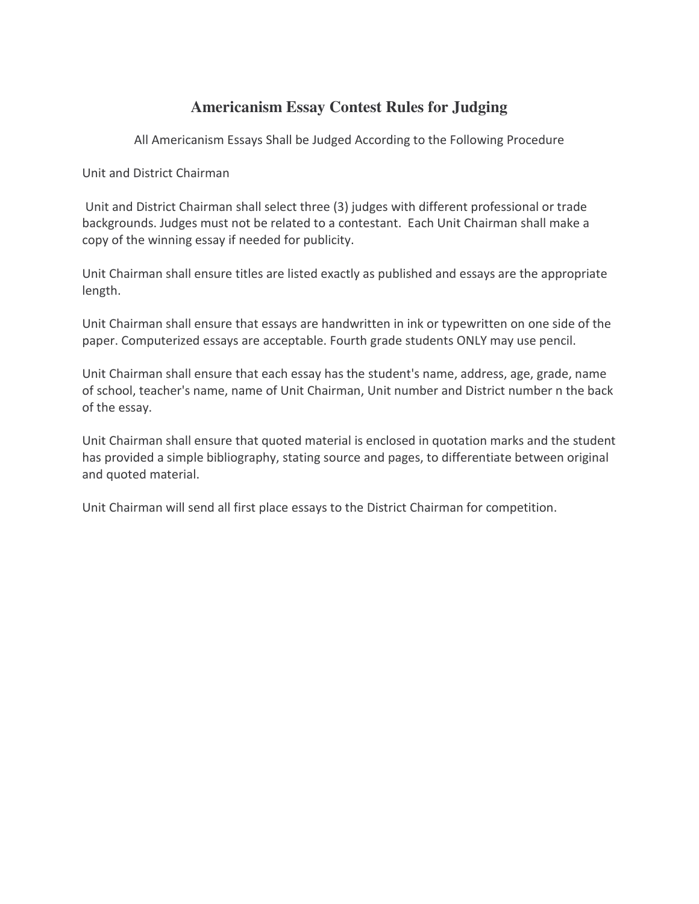# Americanism Essay Contest Rules for Judging

All Americanism Essays Shall be Judged According to the Following Procedure

Unit and District Chairman

Unit and District Chairman shall select three (3) judges with different professional or trade backgrounds. Judges must not be related to a contestant. Each Unit Chairman shall make a copy of the winning essay if needed for publicity.

Unit Chairman shall ensure titles are listed exactly as published and essays are the appropriate length.

Unit Chairman shall ensure that essays are handwritten in ink or typewritten on one side of the paper. Computerized essays are acceptable. Fourth grade students ONLY may use pencil.

Unit Chairman shall ensure that each essay has the student's name, address, age, grade, name of school, teacher's name, name of Unit Chairman, Unit number and District number n the back of the essay.

Unit Chairman shall ensure that quoted material is enclosed in quotation marks and the student has provided a simple bibliography, stating source and pages, to differentiate between original and quoted material.

Unit Chairman will send all first place essays to the District Chairman for competition.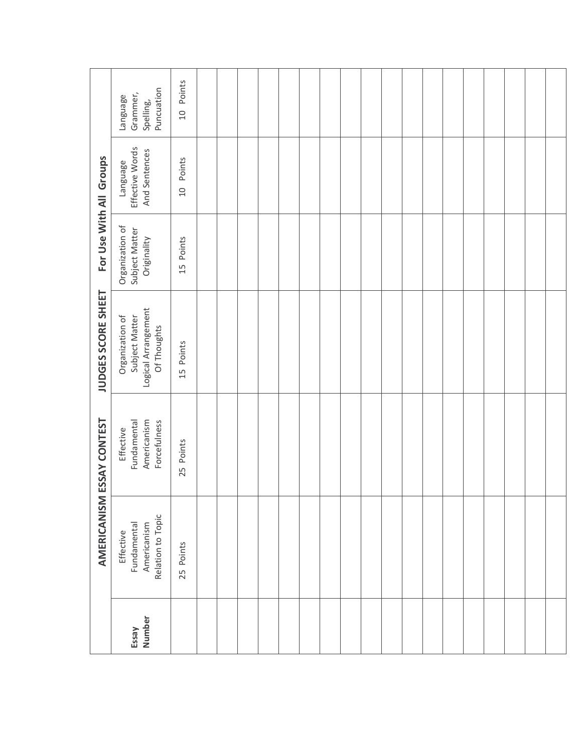## AMERICANISM ESSAY CONTEST JUDGES SCORE SHEET For Use With All Groups

| Essay Number | Effective Fundamental Americanism Relation to Topic | Effective Fundamental Americanism Forcefulness | Organization of Subject Matter Logical Arrangement Of Thoughts | Organization of Subject Matter Originality | Language Effective Words And Sentences | Language Grammer, Spelling, Puncuation |
|---|---|---|---|---|---|---|
| | 25 Points | 25 Points | 15 Points | 15 Points | 10 Points | 10 Points |
| | | | | | | |
| | | | | | | |
| | | | | | | |
| | | | | | | |
| | | | | | | |
| | | | | | | |
| | | | | | | |
| | | | | | | |
| | | | | | | |
| | | | | | | |
| | | | | | | |
| | | | | | | |
| | | | | | | |
| | | | | | | |
| | | | | | | |
| | | | | | | |
| | | | | | | |